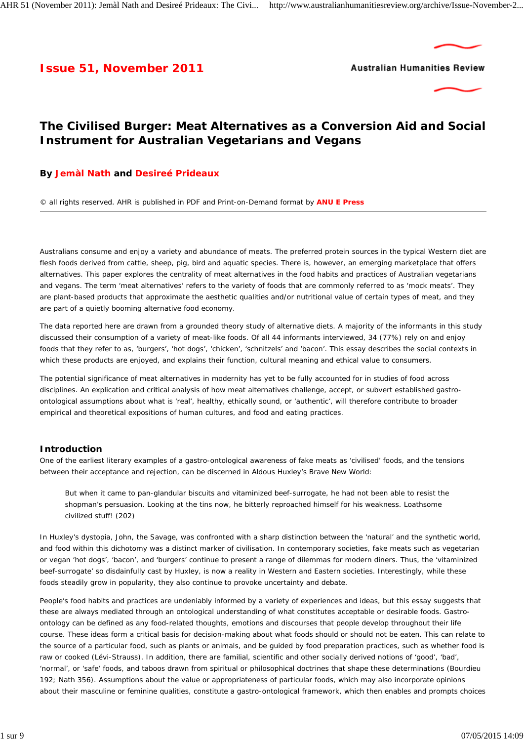**Issue 51, November 2011**

Australian Humanities Review

# The Civilised Burger: Meat Alternatives as a Conversion Aid and Social Instrument for Australian Vegetarians and Vegans

**By Jemàl Nath and Desireé Prideaux**

© all rights reserved. AHR is published in PDF and Print-on-Demand format by **ANU E Press**

---

Australians consume and enjoy a variety and abundance of meats. The preferred protein sources in the typical Western diet are flesh foods derived from cattle, sheep, pig, bird and aquatic species. There is, however, an emerging marketplace that offers alternatives. This paper explores the centrality of meat alternatives in the food habits and practices of Australian vegetarians and vegans. The term 'meat alternatives' refers to the variety of foods that are commonly referred to as 'mock meats'. They are plant-based products that approximate the aesthetic qualities and/or nutritional value of certain types of meat, and they are part of a quietly booming alternative food economy.

The data reported here are drawn from a grounded theory study of alternative diets. A majority of the informants in this study discussed their consumption of a variety of meat-like foods. Of all 44 informants interviewed, 34 (77%) rely on and enjoy foods that they refer to as, 'burgers', 'hot dogs', 'chicken', 'schnitzels' and 'bacon'. This essay describes the social contexts in which these products are enjoyed, and explains their function, cultural meaning and ethical value to consumers.

The potential significance of meat alternatives in modernity has yet to be fully accounted for in studies of food across disciplines. An explication and critical analysis of how meat alternatives challenge, accept, or subvert established gastro-ontological assumptions about what is 'real', healthy, ethically sound, or 'authentic', will therefore contribute to broader empirical and theoretical expositions of human cultures, and food and eating practices.

## Introduction

One of the earliest literary examples of a gastro-ontological awareness of fake meats as 'civilised' foods, and the tensions between their acceptance and rejection, can be discerned in Aldous Huxley's Brave New World:

> But when it came to pan-glandular biscuits and vitaminized beef-surrogate, he had not been able to resist the shopman's persuasion. Looking at the tins now, he bitterly reproached himself for his weakness. Loathsome civilized stuff! (202)

In Huxley's dystopia, John, the Savage, was confronted with a sharp distinction between the 'natural' and the synthetic world, and food within this dichotomy was a distinct marker of civilisation. In contemporary societies, fake meats such as vegetarian or vegan 'hot dogs', 'bacon', and 'burgers' continue to present a range of dilemmas for modern diners. Thus, the 'vitaminized beef-surrogate' so disdainfully cast by Huxley, is now a reality in Western and Eastern societies. Interestingly, while these foods steadily grow in popularity, they also continue to provoke uncertainty and debate.

People's food habits and practices are undeniably informed by a variety of experiences and ideas, but this essay suggests that these are always mediated through an ontological understanding of what constitutes acceptable or desirable foods. Gastro-ontology can be defined as any food-related thoughts, emotions and discourses that people develop throughout their life course. These ideas form a critical basis for decision-making about what foods should or should not be eaten. This can relate to the source of a particular food, such as plants or animals, and be guided by food preparation practices, such as whether food is raw or cooked (Lévi-Strauss). In addition, there are familial, scientific and other socially derived notions of 'good', 'bad', 'normal', or 'safe' foods, and taboos drawn from spiritual or philosophical doctrines that shape these determinations (Bourdieu 192; Nath 356). Assumptions about the value or appropriateness of particular foods, which may also incorporate opinions about their masculine or feminine qualities, constitute a gastro-ontological framework, which then enables and prompts choices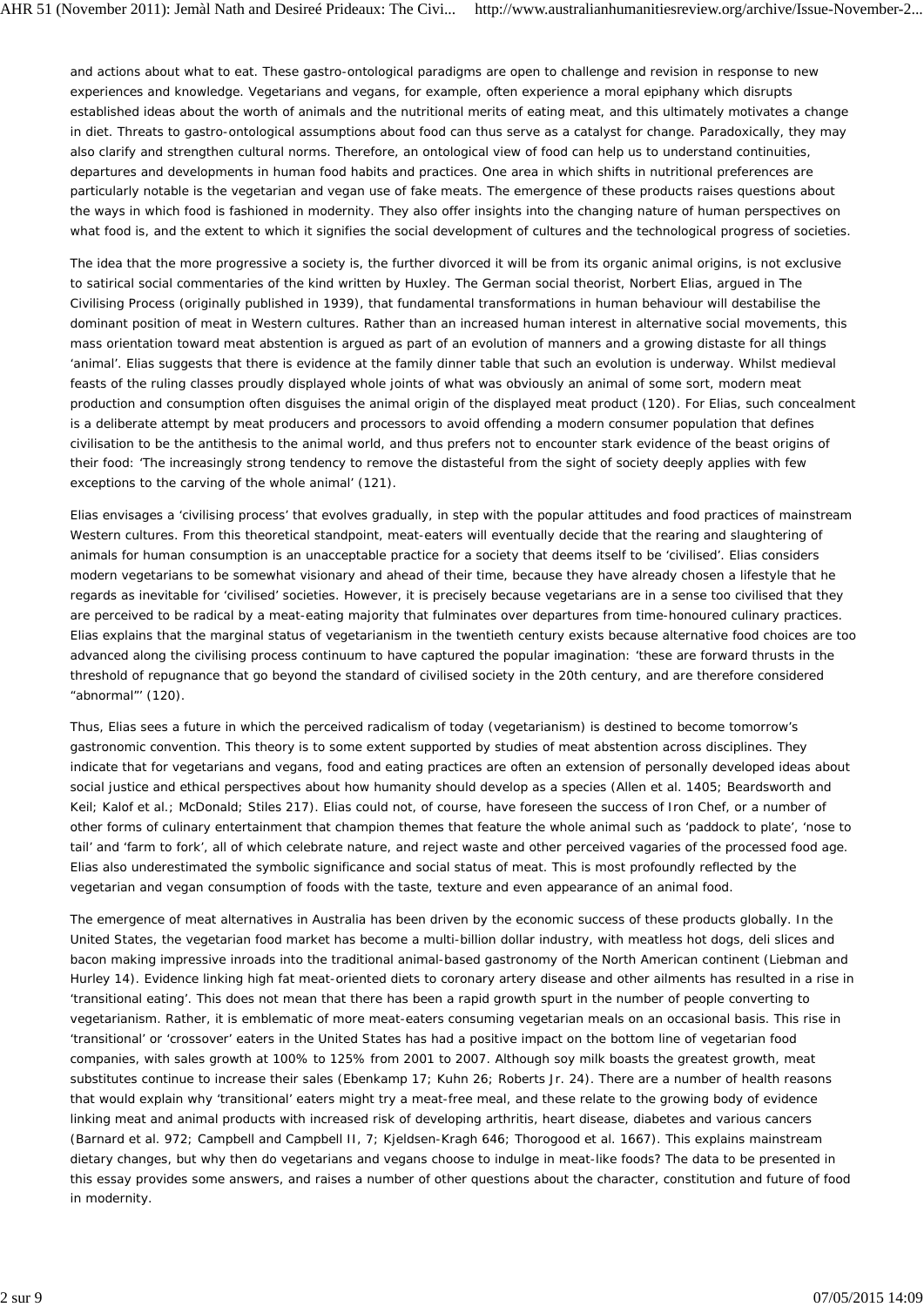and actions about what to eat. These gastro-ontological paradigms are open to challenge and revision in response to new experiences and knowledge. Vegetarians and vegans, for example, often experience a moral epiphany which disrupts established ideas about the worth of animals and the nutritional merits of eating meat, and this ultimately motivates a change in diet. Threats to gastro-ontological assumptions about food can thus serve as a catalyst for change. Paradoxically, they may also clarify and strengthen cultural norms. Therefore, an ontological view of food can help us to understand continuities, departures and developments in human food habits and practices. One area in which shifts in nutritional preferences are particularly notable is the vegetarian and vegan use of fake meats. The emergence of these products raises questions about the ways in which food is fashioned in modernity. They also offer insights into the changing nature of human perspectives on what food is, and the extent to which it signifies the social development of cultures and the technological progress of societies.

The idea that the more progressive a society is, the further divorced it will be from its organic animal origins, is not exclusive to satirical social commentaries of the kind written by Huxley. The German social theorist, Norbert Elias, argued in The Civilising Process (originally published in 1939), that fundamental transformations in human behaviour will destabilise the dominant position of meat in Western cultures. Rather than an increased human interest in alternative social movements, this mass orientation toward meat abstention is argued as part of an evolution of manners and a growing distaste for all things 'animal'. Elias suggests that there is evidence at the family dinner table that such an evolution is underway. Whilst medieval feasts of the ruling classes proudly displayed whole joints of what was obviously an animal of some sort, modern meat production and consumption often disguises the animal origin of the displayed meat product (120). For Elias, such concealment is a deliberate attempt by meat producers and processors to avoid offending a modern consumer population that defines civilisation to be the antithesis to the animal world, and thus prefers not to encounter stark evidence of the beast origins of their food: 'The increasingly strong tendency to remove the distasteful from the sight of society deeply applies with few exceptions to the carving of the whole animal' (121).

Elias envisages a 'civilising process' that evolves gradually, in step with the popular attitudes and food practices of mainstream Western cultures. From this theoretical standpoint, meat-eaters will eventually decide that the rearing and slaughtering of animals for human consumption is an unacceptable practice for a society that deems itself to be 'civilised'. Elias considers modern vegetarians to be somewhat visionary and ahead of their time, because they have already chosen a lifestyle that he regards as inevitable for 'civilised' societies. However, it is precisely because vegetarians are in a sense too civilised that they are perceived to be radical by a meat-eating majority that fulminates over departures from time-honoured culinary practices. Elias explains that the marginal status of vegetarianism in the twentieth century exists because alternative food choices are too advanced along the civilising process continuum to have captured the popular imagination: 'these are forward thrusts in the threshold of repugnance that go beyond the standard of civilised society in the 20th century, and are therefore considered "abnormal"' (120).

Thus, Elias sees a future in which the perceived radicalism of today (vegetarianism) is destined to become tomorrow's gastronomic convention. This theory is to some extent supported by studies of meat abstention across disciplines. They indicate that for vegetarians and vegans, food and eating practices are often an extension of personally developed ideas about social justice and ethical perspectives about how humanity should develop as a species (Allen et al. 1405; Beardsworth and Keil; Kalof et al.; McDonald; Stiles 217). Elias could not, of course, have foreseen the success of Iron Chef, or a number of other forms of culinary entertainment that champion themes that feature the whole animal such as 'paddock to plate', 'nose to tail' and 'farm to fork', all of which celebrate nature, and reject waste and other perceived vagaries of the processed food age. Elias also underestimated the symbolic significance and social status of meat. This is most profoundly reflected by the vegetarian and vegan consumption of foods with the taste, texture and even appearance of an animal food.

The emergence of meat alternatives in Australia has been driven by the economic success of these products globally. In the United States, the vegetarian food market has become a multi-billion dollar industry, with meatless hot dogs, deli slices and bacon making impressive inroads into the traditional animal-based gastronomy of the North American continent (Liebman and Hurley 14). Evidence linking high fat meat-oriented diets to coronary artery disease and other ailments has resulted in a rise in 'transitional eating'. This does not mean that there has been a rapid growth spurt in the number of people converting to vegetarianism. Rather, it is emblematic of more meat-eaters consuming vegetarian meals on an occasional basis. This rise in 'transitional' or 'crossover' eaters in the United States has had a positive impact on the bottom line of vegetarian food companies, with sales growth at 100% to 125% from 2001 to 2007. Although soy milk boasts the greatest growth, meat substitutes continue to increase their sales (Ebenkamp 17; Kuhn 26; Roberts Jr. 24). There are a number of health reasons that would explain why 'transitional' eaters might try a meat-free meal, and these relate to the growing body of evidence linking meat and animal products with increased risk of developing arthritis, heart disease, diabetes and various cancers (Barnard et al. 972; Campbell and Campbell II, 7; Kjeldsen-Kragh 646; Thorogood et al. 1667). This explains mainstream dietary changes, but why then do vegetarians and vegans choose to indulge in meat-like foods? The data to be presented in this essay provides some answers, and raises a number of other questions about the character, constitution and future of food in modernity.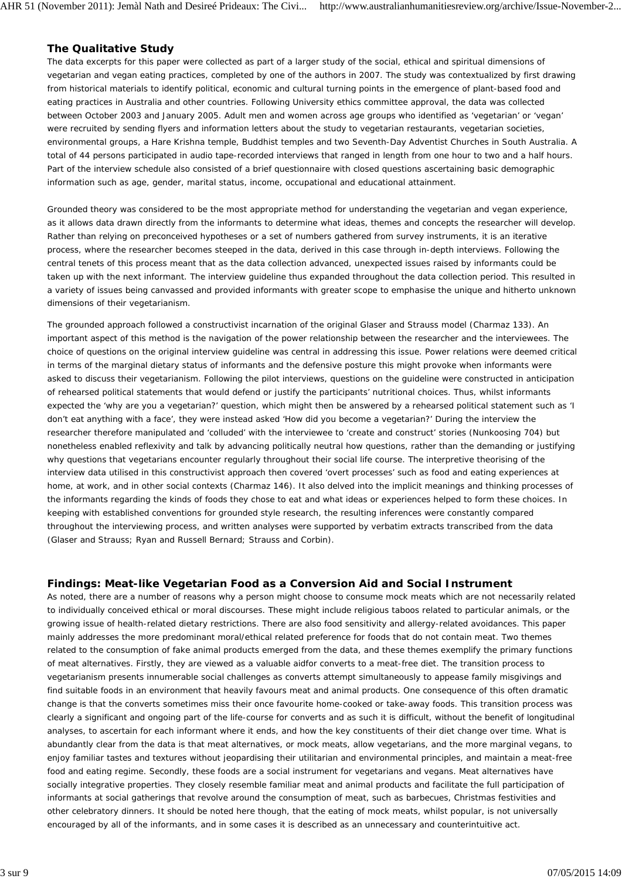## The Qualitative Study

The data excerpts for this paper were collected as part of a larger study of the social, ethical and spiritual dimensions of vegetarian and vegan eating practices, completed by one of the authors in 2007. The study was contextualized by first drawing from historical materials to identify political, economic and cultural turning points in the emergence of plant-based food and eating practices in Australia and other countries. Following University ethics committee approval, the data was collected between October 2003 and January 2005. Adult men and women across age groups who identified as 'vegetarian' or 'vegan' were recruited by sending flyers and information letters about the study to vegetarian restaurants, vegetarian societies, environmental groups, a Hare Krishna temple, Buddhist temples and two Seventh-Day Adventist Churches in South Australia. A total of 44 persons participated in audio tape-recorded interviews that ranged in length from one hour to two and a half hours. Part of the interview schedule also consisted of a brief questionnaire with closed questions ascertaining basic demographic information such as age, gender, marital status, income, occupational and educational attainment.

Grounded theory was considered to be the most appropriate method for understanding the vegetarian and vegan experience, as it allows data drawn directly from the informants to determine what ideas, themes and concepts the researcher will develop. Rather than relying on preconceived hypotheses or a set of numbers gathered from survey instruments, it is an iterative process, where the researcher becomes steeped in the data, derived in this case through in-depth interviews. Following the central tenets of this process meant that as the data collection advanced, unexpected issues raised by informants could be taken up with the next informant. The interview guideline thus expanded throughout the data collection period. This resulted in a variety of issues being canvassed and provided informants with greater scope to emphasise the unique and hitherto unknown dimensions of their vegetarianism.

The grounded approach followed a constructivist incarnation of the original Glaser and Strauss model (Charmaz 133). An important aspect of this method is the navigation of the power relationship between the researcher and the interviewees. The choice of questions on the original interview guideline was central in addressing this issue. Power relations were deemed critical in terms of the marginal dietary status of informants and the defensive posture this might provoke when informants were asked to discuss their vegetarianism. Following the pilot interviews, questions on the guideline were constructed in anticipation of rehearsed political statements that would defend or justify the participants' nutritional choices. Thus, whilst informants expected the 'why are you a vegetarian?' question, which might then be answered by a rehearsed political statement such as 'I don't eat anything with a face', they were instead asked 'How did you become a vegetarian?' During the interview the researcher therefore manipulated and 'colluded' with the interviewee to 'create and construct' stories (Nunkoosing 704) but nonetheless enabled reflexivity and talk by advancing politically neutral how questions, rather than the demanding or justifying why questions that vegetarians encounter regularly throughout their social life course. The interpretive theorising of the interview data utilised in this constructivist approach then covered 'overt processes' such as food and eating experiences at home, at work, and in other social contexts (Charmaz 146). It also delved into the implicit meanings and thinking processes of the informants regarding the kinds of foods they chose to eat and what ideas or experiences helped to form these choices. In keeping with established conventions for grounded style research, the resulting inferences were constantly compared throughout the interviewing process, and written analyses were supported by verbatim extracts transcribed from the data (Glaser and Strauss; Ryan and Russell Bernard; Strauss and Corbin).

## Findings: Meat-like Vegetarian Food as a Conversion Aid and Social Instrument

As noted, there are a number of reasons why a person might choose to consume mock meats which are not necessarily related to individually conceived ethical or moral discourses. These might include religious taboos related to particular animals, or the growing issue of health-related dietary restrictions. There are also food sensitivity and allergy-related avoidances. This paper mainly addresses the more predominant moral/ethical related preference for foods that do not contain meat. Two themes related to the consumption of fake animal products emerged from the data, and these themes exemplify the primary functions of meat alternatives. Firstly, they are viewed as a valuable aidfor converts to a meat-free diet. The transition process to vegetarianism presents innumerable social challenges as converts attempt simultaneously to appease family misgivings and find suitable foods in an environment that heavily favours meat and animal products. One consequence of this often dramatic change is that the converts sometimes miss their once favourite home-cooked or take-away foods. This transition process was clearly a significant and ongoing part of the life-course for converts and as such it is difficult, without the benefit of longitudinal analyses, to ascertain for each informant where it ends, and how the key constituents of their diet change over time. What is abundantly clear from the data is that meat alternatives, or mock meats, allow vegetarians, and the more marginal vegans, to enjoy familiar tastes and textures without jeopardising their utilitarian and environmental principles, and maintain a meat-free food and eating regime. Secondly, these foods are a social instrument for vegetarians and vegans. Meat alternatives have socially integrative properties. They closely resemble familiar meat and animal products and facilitate the full participation of informants at social gatherings that revolve around the consumption of meat, such as barbecues, Christmas festivities and other celebratory dinners. It should be noted here though, that the eating of mock meats, whilst popular, is not universally encouraged by all of the informants, and in some cases it is described as an unnecessary and counterintuitive act.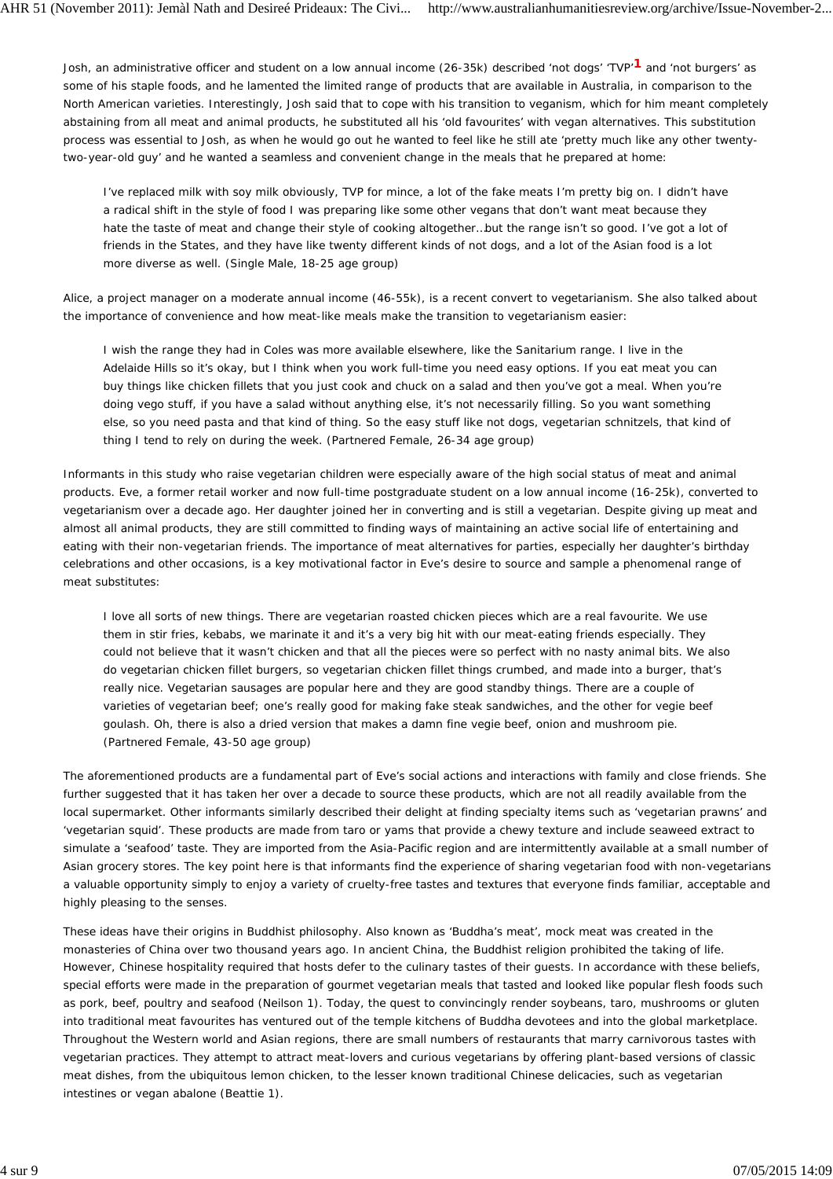Josh, an administrative officer and student on a low annual income (26-35k) described 'not dogs' 'TVP'[1] and 'not burgers' as some of his staple foods, and he lamented the limited range of products that are available in Australia, in comparison to the North American varieties. Interestingly, Josh said that to cope with his transition to veganism, which for him meant completely abstaining from all meat and animal products, he substituted all his 'old favourites' with vegan alternatives. This substitution process was essential to Josh, as when he would go out he wanted to feel like he still ate 'pretty much like any other twenty-two-year-old guy' and he wanted a seamless and convenient change in the meals that he prepared at home:

> I've replaced milk with soy milk obviously, TVP for mince, a lot of the fake meats I'm pretty big on. I didn't have a radical shift in the style of food I was preparing like some other vegans that don't want meat because they hate the taste of meat and change their style of cooking altogether…but the range isn't so good. I've got a lot of friends in the States, and they have like twenty different kinds of not dogs, and a lot of the Asian food is a lot more diverse as well. (Single Male, 18-25 age group)

Alice, a project manager on a moderate annual income (46-55k), is a recent convert to vegetarianism. She also talked about the importance of convenience and how meat-like meals make the transition to vegetarianism easier:

> I wish the range they had in Coles was more available elsewhere, like the Sanitarium range. I live in the Adelaide Hills so it's okay, but I think when you work full-time you need easy options. If you eat meat you can buy things like chicken fillets that you just cook and chuck on a salad and then you've got a meal. When you're doing vego stuff, if you have a salad without anything else, it's not necessarily filling. So you want something else, so you need pasta and that kind of thing. So the easy stuff like not dogs, vegetarian schnitzels, that kind of thing I tend to rely on during the week. (Partnered Female, 26-34 age group)

Informants in this study who raise vegetarian children were especially aware of the high social status of meat and animal products. Eve, a former retail worker and now full-time postgraduate student on a low annual income (16-25k), converted to vegetarianism over a decade ago. Her daughter joined her in converting and is still a vegetarian. Despite giving up meat and almost all animal products, they are still committed to finding ways of maintaining an active social life of entertaining and eating with their non-vegetarian friends. The importance of meat alternatives for parties, especially her daughter's birthday celebrations and other occasions, is a key motivational factor in Eve's desire to source and sample a phenomenal range of meat substitutes:

> I love all sorts of new things. There are vegetarian roasted chicken pieces which are a real favourite. We use them in stir fries, kebabs, we marinate it and it's a very big hit with our meat-eating friends especially. They could not believe that it wasn't chicken and that all the pieces were so perfect with no nasty animal bits. We also do vegetarian chicken fillet burgers, so vegetarian chicken fillet things crumbed, and made into a burger, that's really nice. Vegetarian sausages are popular here and they are good standby things. There are a couple of varieties of vegetarian beef; one's really good for making fake steak sandwiches, and the other for vegie beef goulash. Oh, there is also a dried version that makes a damn fine vegie beef, onion and mushroom pie. (Partnered Female, 43-50 age group)

The aforementioned products are a fundamental part of Eve's social actions and interactions with family and close friends. She further suggested that it has taken her over a decade to source these products, which are not all readily available from the local supermarket. Other informants similarly described their delight at finding specialty items such as 'vegetarian prawns' and 'vegetarian squid'. These products are made from taro or yams that provide a chewy texture and include seaweed extract to simulate a 'seafood' taste. They are imported from the Asia-Pacific region and are intermittently available at a small number of Asian grocery stores. The key point here is that informants find the experience of sharing vegetarian food with non-vegetarians a valuable opportunity simply to enjoy a variety of cruelty-free tastes and textures that everyone finds familiar, acceptable and highly pleasing to the senses.

These ideas have their origins in Buddhist philosophy. Also known as 'Buddha's meat', mock meat was created in the monasteries of China over two thousand years ago. In ancient China, the Buddhist religion prohibited the taking of life. However, Chinese hospitality required that hosts defer to the culinary tastes of their guests. In accordance with these beliefs, special efforts were made in the preparation of gourmet vegetarian meals that tasted and looked like popular flesh foods such as pork, beef, poultry and seafood (Neilson 1). Today, the quest to convincingly render soybeans, taro, mushrooms or gluten into traditional meat favourites has ventured out of the temple kitchens of Buddha devotees and into the global marketplace. Throughout the Western world and Asian regions, there are small numbers of restaurants that marry carnivorous tastes with vegetarian practices. They attempt to attract meat-lovers and curious vegetarians by offering plant-based versions of classic meat dishes, from the ubiquitous lemon chicken, to the lesser known traditional Chinese delicacies, such as vegetarian intestines or vegan abalone (Beattie 1).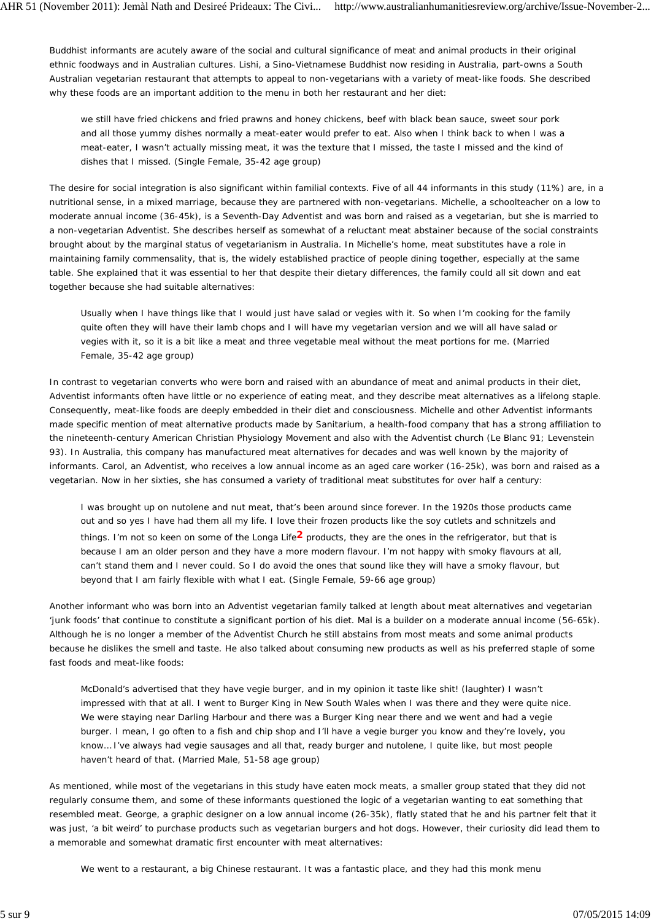Buddhist informants are acutely aware of the social and cultural significance of meat and animal products in their original ethnic foodways and in Australian cultures. Lishi, a Sino-Vietnamese Buddhist now residing in Australia, part-owns a South Australian vegetarian restaurant that attempts to appeal to non-vegetarians with a variety of meat-like foods. She described why these foods are an important addition to the menu in both her restaurant and her diet:

> we still have fried chickens and fried prawns and honey chickens, beef with black bean sauce, sweet sour pork and all those yummy dishes normally a meat-eater would prefer to eat. Also when I think back to when I was a meat-eater, I wasn't actually missing meat, it was the texture that I missed, the taste I missed and the kind of dishes that I missed. (Single Female, 35-42 age group)

The desire for social integration is also significant within familial contexts. Five of all 44 informants in this study (11%) are, in a nutritional sense, in a mixed marriage, because they are partnered with non-vegetarians. Michelle, a schoolteacher on a low to moderate annual income (36-45k), is a Seventh-Day Adventist and was born and raised as a vegetarian, but she is married to a non-vegetarian Adventist. She describes herself as somewhat of a reluctant meat abstainer because of the social constraints brought about by the marginal status of vegetarianism in Australia. In Michelle's home, meat substitutes have a role in maintaining family commensality, that is, the widely established practice of people dining together, especially at the same table. She explained that it was essential to her that despite their dietary differences, the family could all sit down and eat together because she had suitable alternatives:

> Usually when I have things like that I would just have salad or vegies with it. So when I'm cooking for the family quite often they will have their lamb chops and I will have my vegetarian version and we will all have salad or vegies with it, so it is a bit like a meat and three vegetable meal without the meat portions for me. (Married Female, 35-42 age group)

In contrast to vegetarian converts who were born and raised with an abundance of meat and animal products in their diet, Adventist informants often have little or no experience of eating meat, and they describe meat alternatives as a lifelong staple. Consequently, meat-like foods are deeply embedded in their diet and consciousness. Michelle and other Adventist informants made specific mention of meat alternative products made by Sanitarium, a health-food company that has a strong affiliation to the nineteenth-century American Christian Physiology Movement and also with the Adventist church (Le Blanc 91; Levenstein 93). In Australia, this company has manufactured meat alternatives for decades and was well known by the majority of informants. Carol, an Adventist, who receives a low annual income as an aged care worker (16-25k), was born and raised as a vegetarian. Now in her sixties, she has consumed a variety of traditional meat substitutes for over half a century:

> I was brought up on nutolene and nut meat, that's been around since forever. In the 1920s those products came out and so yes I have had them all my life. I love their frozen products like the soy cutlets and schnitzels and things. I'm not so keen on some of the Longa Life[2] products, they are the ones in the refrigerator, but that is because I am an older person and they have a more modern flavour. I'm not happy with smoky flavours at all, can't stand them and I never could. So I do avoid the ones that sound like they will have a smoky flavour, but beyond that I am fairly flexible with what I eat. (Single Female, 59-66 age group)

Another informant who was born into an Adventist vegetarian family talked at length about meat alternatives and vegetarian 'junk foods' that continue to constitute a significant portion of his diet. Mal is a builder on a moderate annual income (56-65k). Although he is no longer a member of the Adventist Church he still abstains from most meats and some animal products because he dislikes the smell and taste. He also talked about consuming new products as well as his preferred staple of some fast foods and meat-like foods:

> McDonald's advertised that they have vegie burger, and in my opinion it taste like shit! (laughter) I wasn't impressed with that at all. I went to Burger King in New South Wales when I was there and they were quite nice. We were staying near Darling Harbour and there was a Burger King near there and we went and had a vegie burger. I mean, I go often to a fish and chip shop and I'll have a vegie burger you know and they're lovely, you know... I've always had vegie sausages and all that, ready burger and nutolene, I quite like, but most people haven't heard of that. (Married Male, 51-58 age group)

As mentioned, while most of the vegetarians in this study have eaten mock meats, a smaller group stated that they did not regularly consume them, and some of these informants questioned the logic of a vegetarian wanting to eat something that resembled meat. George, a graphic designer on a low annual income (26-35k), flatly stated that he and his partner felt that it was just, 'a bit weird' to purchase products such as vegetarian burgers and hot dogs. However, their curiosity did lead them to a memorable and somewhat dramatic first encounter with meat alternatives:

> We went to a restaurant, a big Chinese restaurant. It was a fantastic place, and they had this monk menu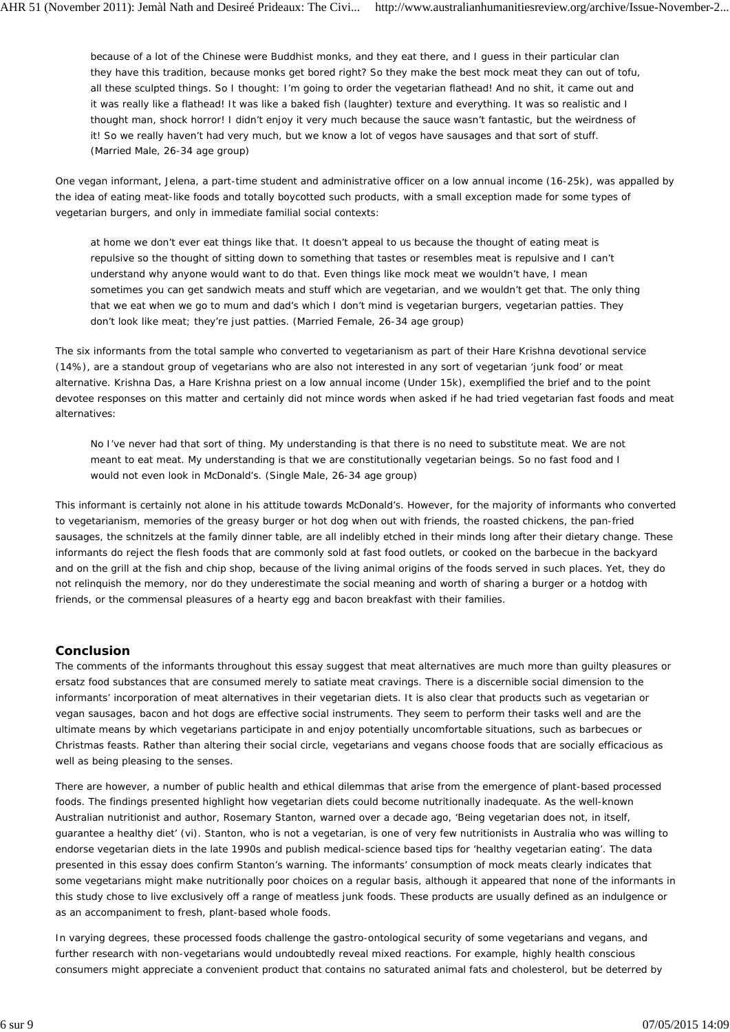> because of a lot of the Chinese were Buddhist monks, and they eat there, and I guess in their particular clan they have this tradition, because monks get bored right? So they make the best mock meat they can out of tofu, all these sculpted things. So I thought: I'm going to order the vegetarian flathead! And no shit, it came out and it was really like a flathead! It was like a baked fish (laughter) texture and everything. It was so realistic and I thought man, shock horror! I didn't enjoy it very much because the sauce wasn't fantastic, but the weirdness of it! So we really haven't had very much, but we know a lot of vegos have sausages and that sort of stuff. (Married Male, 26-34 age group)

One vegan informant, Jelena, a part-time student and administrative officer on a low annual income (16-25k), was appalled by the idea of eating meat-like foods and totally boycotted such products, with a small exception made for some types of vegetarian burgers, and only in immediate familial social contexts:

> at home we don't ever eat things like that. It doesn't appeal to us because the thought of eating meat is repulsive so the thought of sitting down to something that tastes or resembles meat is repulsive and I can't understand why anyone would want to do that. Even things like mock meat we wouldn't have, I mean sometimes you can get sandwich meats and stuff which are vegetarian, and we wouldn't get that. The only thing that we eat when we go to mum and dad's which I don't mind is vegetarian burgers, vegetarian patties. They don't look like meat; they're just patties. (Married Female, 26-34 age group)

The six informants from the total sample who converted to vegetarianism as part of their Hare Krishna devotional service (14%), are a standout group of vegetarians who are also not interested in any sort of vegetarian 'junk food' or meat alternative. Krishna Das, a Hare Krishna priest on a low annual income (Under 15k), exemplified the brief and to the point devotee responses on this matter and certainly did not mince words when asked if he had tried vegetarian fast foods and meat alternatives:

> No I've never had that sort of thing. My understanding is that there is no need to substitute meat. We are not meant to eat meat. My understanding is that we are constitutionally vegetarian beings. So no fast food and I would not even look in McDonald's. (Single Male, 26-34 age group)

This informant is certainly not alone in his attitude towards McDonald's. However, for the majority of informants who converted to vegetarianism, memories of the greasy burger or hot dog when out with friends, the roasted chickens, the pan-fried sausages, the schnitzels at the family dinner table, are all indelibly etched in their minds long after their dietary change. These informants do reject the flesh foods that are commonly sold at fast food outlets, or cooked on the barbecue in the backyard and on the grill at the fish and chip shop, because of the living animal origins of the foods served in such places. Yet, they do not relinquish the memory, nor do they underestimate the social meaning and worth of sharing a burger or a hotdog with friends, or the commensal pleasures of a hearty egg and bacon breakfast with their families.

## Conclusion

The comments of the informants throughout this essay suggest that meat alternatives are much more than guilty pleasures or ersatz food substances that are consumed merely to satiate meat cravings. There is a discernible social dimension to the informants' incorporation of meat alternatives in their vegetarian diets. It is also clear that products such as vegetarian or vegan sausages, bacon and hot dogs are effective social instruments. They seem to perform their tasks well and are the ultimate means by which vegetarians participate in and enjoy potentially uncomfortable situations, such as barbecues or Christmas feasts. Rather than altering their social circle, vegetarians and vegans choose foods that are socially efficacious as well as being pleasing to the senses.

There are however, a number of public health and ethical dilemmas that arise from the emergence of plant-based processed foods. The findings presented highlight how vegetarian diets could become nutritionally inadequate. As the well-known Australian nutritionist and author, Rosemary Stanton, warned over a decade ago, 'Being vegetarian does not, in itself, guarantee a healthy diet' (vi). Stanton, who is not a vegetarian, is one of very few nutritionists in Australia who was willing to endorse vegetarian diets in the late 1990s and publish medical-science based tips for 'healthy vegetarian eating'. The data presented in this essay does confirm Stanton's warning. The informants' consumption of mock meats clearly indicates that some vegetarians might make nutritionally poor choices on a regular basis, although it appeared that none of the informants in this study chose to live exclusively off a range of meatless junk foods. These products are usually defined as an indulgence or as an accompaniment to fresh, plant-based whole foods.

In varying degrees, these processed foods challenge the gastro-ontological security of some vegetarians and vegans, and further research with non-vegetarians would undoubtedly reveal mixed reactions. For example, highly health conscious consumers might appreciate a convenient product that contains no saturated animal fats and cholesterol, but be deterred by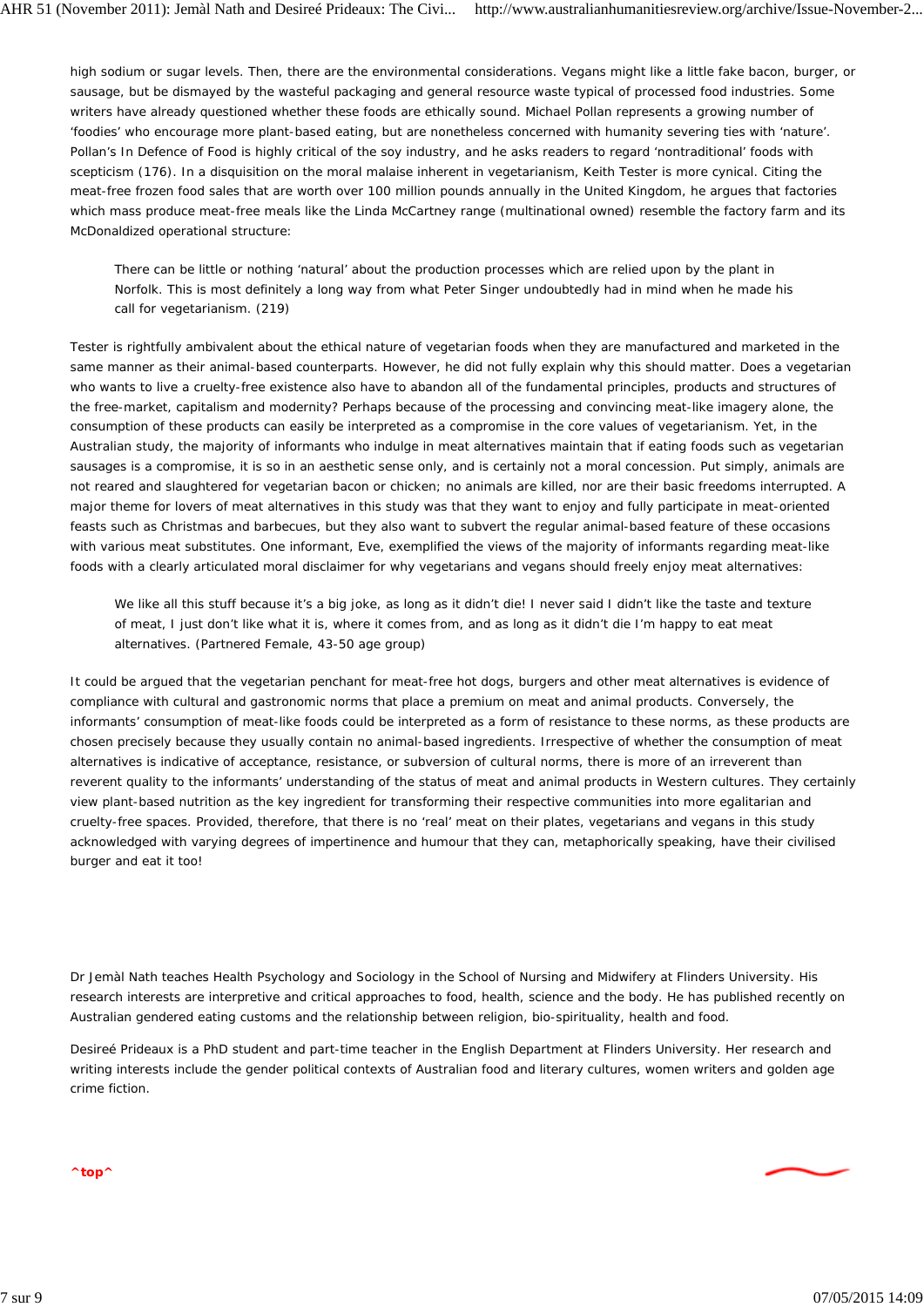high sodium or sugar levels. Then, there are the environmental considerations. Vegans might like a little fake bacon, burger, or sausage, but be dismayed by the wasteful packaging and general resource waste typical of processed food industries. Some writers have already questioned whether these foods are ethically sound. Michael Pollan represents a growing number of 'foodies' who encourage more plant-based eating, but are nonetheless concerned with humanity severing ties with 'nature'. Pollan's *In Defence of Food* is highly critical of the soy industry, and he asks readers to regard 'nontraditional' foods with scepticism (176). In a disquisition on the moral malaise inherent in vegetarianism, Keith Tester is more cynical. Citing the meat-free frozen food sales that are worth over 100 million pounds annually in the United Kingdom, he argues that factories which mass produce meat-free meals like the Linda McCartney range (multinational owned) resemble the factory farm and its McDonaldized operational structure:

> There can be little or nothing 'natural' about the production processes which are relied upon by the plant in Norfolk. This is most definitely a long way from what Peter Singer undoubtedly had in mind when he made his call for vegetarianism. (219)

Tester is rightfully ambivalent about the ethical nature of vegetarian foods when they are manufactured and marketed in the same manner as their animal-based counterparts. However, he did not fully explain why this should matter. Does a vegetarian who wants to live a cruelty-free existence also have to abandon all of the fundamental principles, products and structures of the free-market, capitalism and modernity? Perhaps because of the processing and convincing meat-like imagery alone, the consumption of these products can easily be interpreted as a compromise in the core values of vegetarianism. Yet, in the Australian study, the majority of informants who indulge in meat alternatives maintain that if eating foods such as vegetarian sausages is a compromise, it is so in an aesthetic sense only, and is certainly not a moral concession. Put simply, animals are not reared and slaughtered for vegetarian bacon or chicken; no animals are killed, nor are their basic freedoms interrupted. A major theme for lovers of meat alternatives in this study was that they want to enjoy and fully participate in meat-oriented feasts such as Christmas and barbecues, but they also want to subvert the regular animal-based feature of these occasions with various meat substitutes. One informant, Eve, exemplified the views of the majority of informants regarding meat-like foods with a clearly articulated moral disclaimer for why vegetarians and vegans should freely enjoy meat alternatives:

> We like all this stuff because it's a big joke, as long as it didn't die! I never said I didn't like the taste and texture of meat, I just don't like what it is, where it comes from, and as long as it didn't die I'm happy to eat meat alternatives. (Partnered Female, 43-50 age group)

It could be argued that the vegetarian penchant for meat-free hot dogs, burgers and other meat alternatives is evidence of compliance with cultural and gastronomic norms that place a premium on meat and animal products. Conversely, the informants' consumption of meat-like foods could be interpreted as a form of resistance to these norms, as these products are chosen precisely because they usually contain no animal-based ingredients. Irrespective of whether the consumption of meat alternatives is indicative of acceptance, resistance, or subversion of cultural norms, there is more of an irreverent than reverent quality to the informants' understanding of the status of meat and animal products in Western cultures. They certainly view plant-based nutrition as the key ingredient for transforming their respective communities into more egalitarian and cruelty-free spaces. Provided, therefore, that there is no 'real' meat on their plates, vegetarians and vegans in this study acknowledged with varying degrees of impertinence and humour that they can, metaphorically speaking, have their civilised burger and eat it too!

Dr Jemàl Nath teaches Health Psychology and Sociology in the School of Nursing and Midwifery at Flinders University. His research interests are interpretive and critical approaches to food, health, science and the body. He has published recently on Australian gendered eating customs and the relationship between religion, bio-spirituality, health and food.

Desireé Prideaux is a PhD student and part-time teacher in the English Department at Flinders University. Her research and writing interests include the gender political contexts of Australian food and literary cultures, women writers and golden age crime fiction.

**^top^**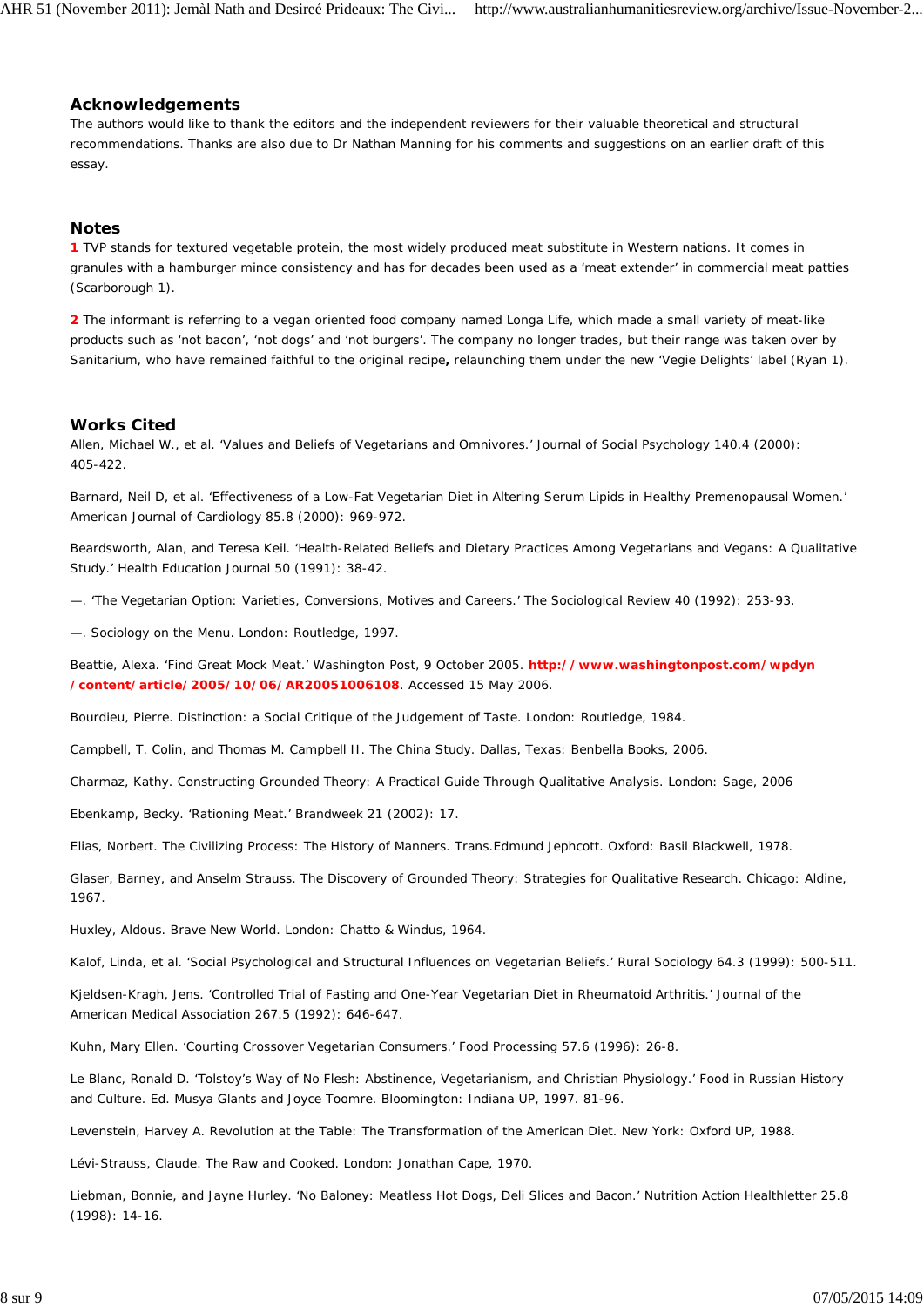## Acknowledgements

The authors would like to thank the editors and the independent reviewers for their valuable theoretical and structural recommendations. Thanks are also due to Dr Nathan Manning for his comments and suggestions on an earlier draft of this essay.

## Notes

**1** TVP stands for textured vegetable protein, the most widely produced meat substitute in Western nations. It comes in granules with a hamburger mince consistency and has for decades been used as a 'meat extender' in commercial meat patties (Scarborough 1).

**2** The informant is referring to a vegan oriented food company named Longa Life, which made a small variety of meat-like products such as 'not bacon', 'not dogs' and 'not burgers'. The company no longer trades, but their range was taken over by Sanitarium, who have remained faithful to the original recipe**,** relaunching them under the new 'Vegie Delights' label (Ryan 1).

## Works Cited

Allen, Michael W., et al. 'Values and Beliefs of Vegetarians and Omnivores.' Journal of Social Psychology 140.4 (2000): 405-422.

Barnard, Neil D, et al. 'Effectiveness of a Low-Fat Vegetarian Diet in Altering Serum Lipids in Healthy Premenopausal Women.' American Journal of Cardiology 85.8 (2000): 969-972.

Beardsworth, Alan, and Teresa Keil. 'Health-Related Beliefs and Dietary Practices Among Vegetarians and Vegans: A Qualitative Study.' Health Education Journal 50 (1991): 38-42.

—. 'The Vegetarian Option: Varieties, Conversions, Motives and Careers.' The Sociological Review 40 (1992): 253-93.

—. Sociology on the Menu. London: Routledge, 1997.

Beattie, Alexa. 'Find Great Mock Meat.' Washington Post, 9 October 2005. **http://www.washingtonpost.com/wpdyn/content/article/2005/10/06/AR20051006108**. Accessed 15 May 2006.

Bourdieu, Pierre. Distinction: a Social Critique of the Judgement of Taste. London: Routledge, 1984.

Campbell, T. Colin, and Thomas M. Campbell II. The China Study. Dallas, Texas: Benbella Books, 2006.

Charmaz, Kathy. Constructing Grounded Theory: A Practical Guide Through Qualitative Analysis. London: Sage, 2006

Ebenkamp, Becky. 'Rationing Meat.' Brandweek 21 (2002): 17.

Elias, Norbert. The Civilizing Process: The History of Manners. Trans.Edmund Jephcott. Oxford: Basil Blackwell, 1978.

Glaser, Barney, and Anselm Strauss. The Discovery of Grounded Theory: Strategies for Qualitative Research. Chicago: Aldine, 1967.

Huxley, Aldous. Brave New World. London: Chatto & Windus, 1964.

Kalof, Linda, et al. 'Social Psychological and Structural Influences on Vegetarian Beliefs.' Rural Sociology 64.3 (1999): 500-511.

Kjeldsen-Kragh, Jens. 'Controlled Trial of Fasting and One-Year Vegetarian Diet in Rheumatoid Arthritis.' Journal of the American Medical Association 267.5 (1992): 646-647.

Kuhn, Mary Ellen. 'Courting Crossover Vegetarian Consumers.' Food Processing 57.6 (1996): 26-8.

Le Blanc, Ronald D. 'Tolstoy's Way of No Flesh: Abstinence, Vegetarianism, and Christian Physiology.' Food in Russian History and Culture. Ed. Musya Glants and Joyce Toomre. Bloomington: Indiana UP, 1997. 81-96.

Levenstein, Harvey A. Revolution at the Table: The Transformation of the American Diet. New York: Oxford UP, 1988.

Lévi-Strauss, Claude. The Raw and Cooked. London: Jonathan Cape, 1970.

Liebman, Bonnie, and Jayne Hurley. 'No Baloney: Meatless Hot Dogs, Deli Slices and Bacon.' Nutrition Action Healthletter 25.8 (1998): 14-16.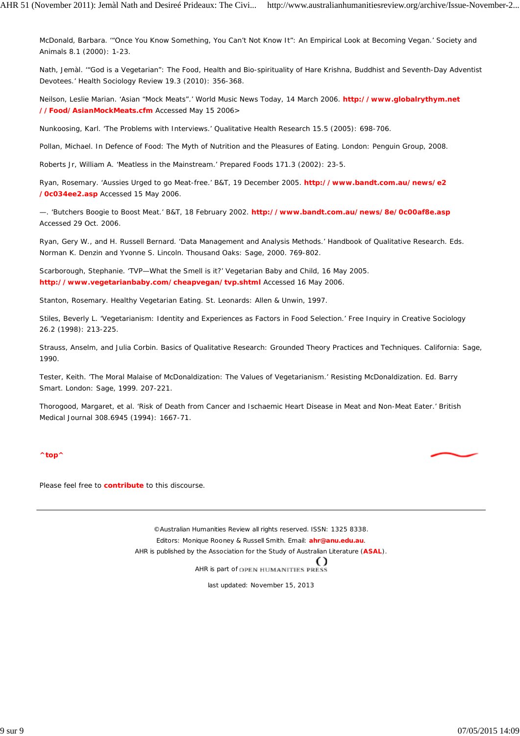McDonald, Barbara. '"Once You Know Something, You Can't Not Know It": An Empirical Look at Becoming Vegan.' Society and Animals 8.1 (2000): 1-23.

Nath, Jemàl. '"God is a Vegetarian": The Food, Health and Bio-spirituality of Hare Krishna, Buddhist and Seventh-Day Adventist Devotees.' Health Sociology Review 19.3 (2010): 356-368.

Neilson, Leslie Marian. 'Asian "Mock Meats".' World Music News Today, 14 March 2006. **http://www.globalrythym.net//Food/AsianMockMeats.cfm** Accessed May 15 2006>

Nunkoosing, Karl. 'The Problems with Interviews.' Qualitative Health Research 15.5 (2005): 698-706.

Pollan, Michael. In Defence of Food: The Myth of Nutrition and the Pleasures of Eating. London: Penguin Group, 2008.

Roberts Jr, William A. 'Meatless in the Mainstream.' Prepared Foods 171.3 (2002): 23-5.

Ryan, Rosemary. 'Aussies Urged to go Meat-free.' B&T, 19 December 2005. **http://www.bandt.com.au/news/e2/0c034ee2.asp** Accessed 15 May 2006.

—. 'Butchers Boogie to Boost Meat.' B&T, 18 February 2002. **http://www.bandt.com.au/news/8e/0c00af8e.asp** Accessed 29 Oct. 2006.

Ryan, Gery W., and H. Russell Bernard. 'Data Management and Analysis Methods.' Handbook of Qualitative Research. Eds. Norman K. Denzin and Yvonne S. Lincoln. Thousand Oaks: Sage, 2000. 769-802.

Scarborough, Stephanie. 'TVP—What the Smell is it?' Vegetarian Baby and Child, 16 May 2005. **http://www.vegetarianbaby.com/cheapvegan/tvp.shtml** Accessed 16 May 2006.

Stanton, Rosemary. Healthy Vegetarian Eating. St. Leonards: Allen & Unwin, 1997.

Stiles, Beverly L. 'Vegetarianism: Identity and Experiences as Factors in Food Selection.' Free Inquiry in Creative Sociology 26.2 (1998): 213-225.

Strauss, Anselm, and Julia Corbin. Basics of Qualitative Research: Grounded Theory Practices and Techniques. California: Sage, 1990.

Tester, Keith. 'The Moral Malaise of McDonaldization: The Values of Vegetarianism.' Resisting McDonaldization. Ed. Barry Smart. London: Sage, 1999. 207-221.

Thorogood, Margaret, et al. 'Risk of Death from Cancer and Ischaemic Heart Disease in Meat and Non-Meat Eater.' British Medical Journal 308.6945 (1994): 1667-71.

**^top^**

Please feel free to **contribute** to this discourse.

---

©Australian Humanities Review all rights reserved. ISSN: 1325 8338.
Editors: Monique Rooney & Russell Smith. Email: **ahr@anu.edu.au**.
AHR is published by the Association for the Study of Australian Literature (**ASAL**).
AHR is part of OPEN HUMANITIES PRESS

last updated: November 15, 2013